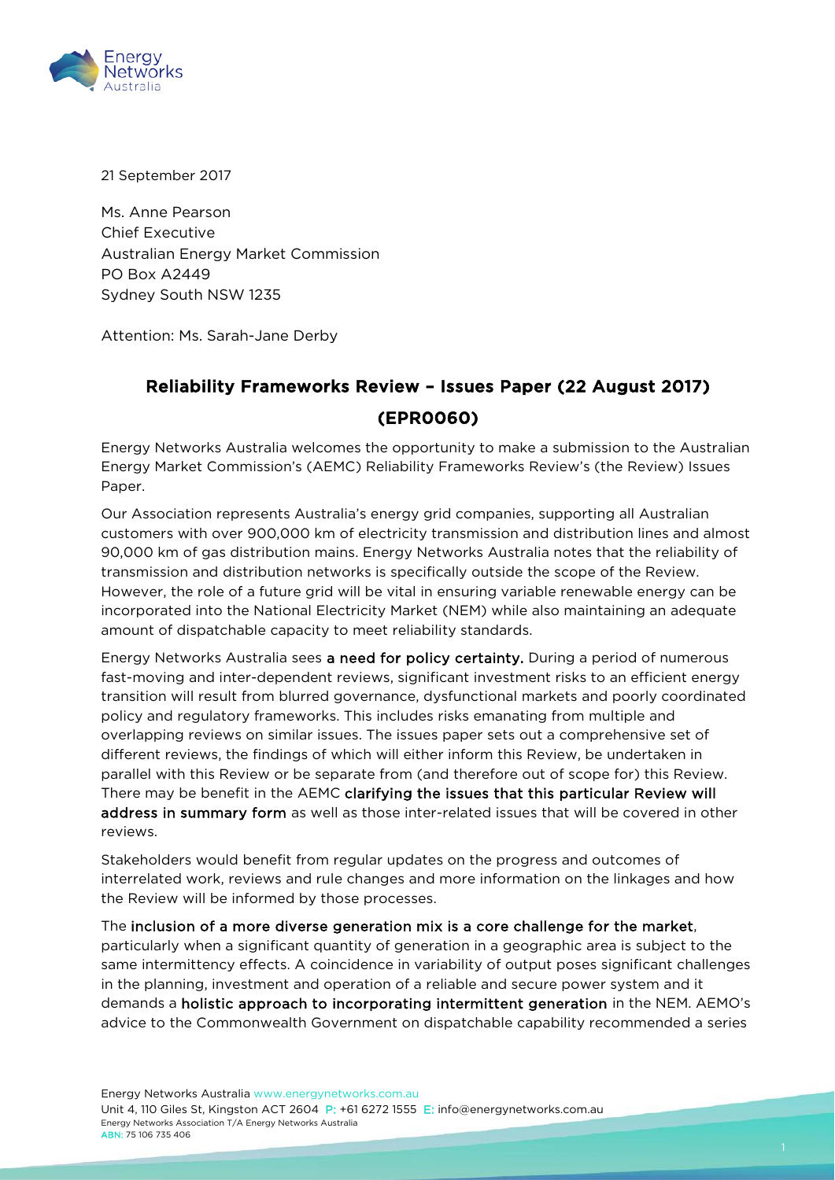21 September 2017

Ms. Anne Pearson
Chief Executive
Australian Energy Market Commission
PO Box A2449
Sydney South NSW 1235

Attention: Ms. Sarah-Jane Derby

## Reliability Frameworks Review – Issues Paper (22 August 2017) (EPR0060)

Energy Networks Australia welcomes the opportunity to make a submission to the Australian Energy Market Commission's (AEMC) Reliability Frameworks Review's (the Review) Issues Paper.

Our Association represents Australia's energy grid companies, supporting all Australian customers with over 900,000 km of electricity transmission and distribution lines and almost 90,000 km of gas distribution mains. Energy Networks Australia notes that the reliability of transmission and distribution networks is specifically outside the scope of the Review. However, the role of a future grid will be vital in ensuring variable renewable energy can be incorporated into the National Electricity Market (NEM) while also maintaining an adequate amount of dispatchable capacity to meet reliability standards.

Energy Networks Australia sees **a need for policy certainty.** During a period of numerous fast-moving and inter-dependent reviews, significant investment risks to an efficient energy transition will result from blurred governance, dysfunctional markets and poorly coordinated policy and regulatory frameworks. This includes risks emanating from multiple and overlapping reviews on similar issues. The issues paper sets out a comprehensive set of different reviews, the findings of which will either inform this Review, be undertaken in parallel with this Review or be separate from (and therefore out of scope for) this Review. There may be benefit in the AEMC **clarifying the issues that this particular Review will address in summary form** as well as those inter-related issues that will be covered in other reviews.

Stakeholders would benefit from regular updates on the progress and outcomes of interrelated work, reviews and rule changes and more information on the linkages and how the Review will be informed by those processes.

The **inclusion of a more diverse generation mix is a core challenge for the market**, particularly when a significant quantity of generation in a geographic area is subject to the same intermittency effects. A coincidence in variability of output poses significant challenges in the planning, investment and operation of a reliable and secure power system and it demands a **holistic approach to incorporating intermittent generation** in the NEM. AEMO's advice to the Commonwealth Government on dispatchable capability recommended a series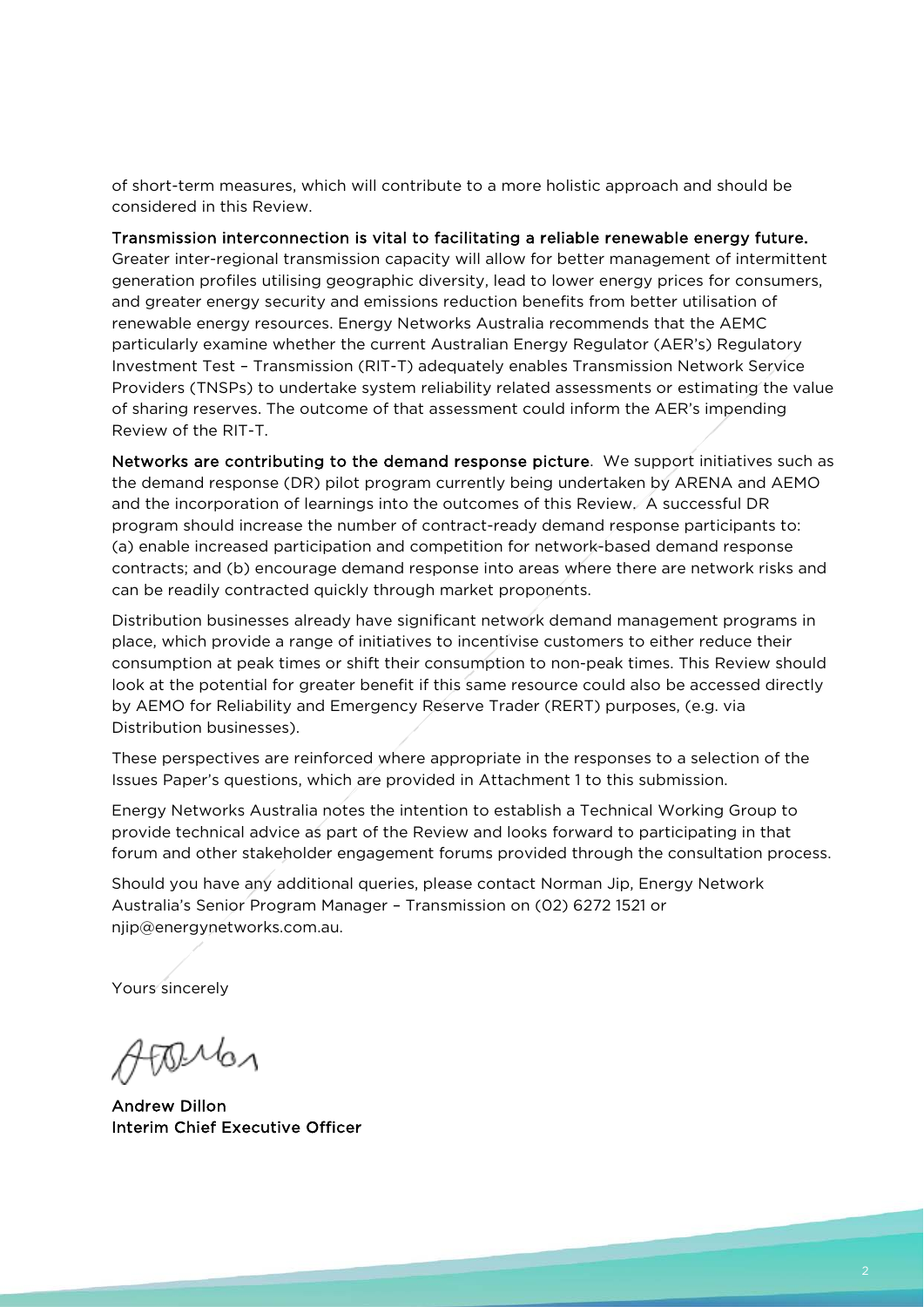of short-term measures, which will contribute to a more holistic approach and should be considered in this Review.

**Transmission interconnection is vital to facilitating a reliable renewable energy future.** Greater inter-regional transmission capacity will allow for better management of intermittent generation profiles utilising geographic diversity, lead to lower energy prices for consumers, and greater energy security and emissions reduction benefits from better utilisation of renewable energy resources. Energy Networks Australia recommends that the AEMC particularly examine whether the current Australian Energy Regulator (AER's) Regulatory Investment Test – Transmission (RIT-T) adequately enables Transmission Network Service Providers (TNSPs) to undertake system reliability related assessments or estimating the value of sharing reserves. The outcome of that assessment could inform the AER's impending Review of the RIT-T.

**Networks are contributing to the demand response picture**. We support initiatives such as the demand response (DR) pilot program currently being undertaken by ARENA and AEMO and the incorporation of learnings into the outcomes of this Review. A successful DR program should increase the number of contract-ready demand response participants to: (a) enable increased participation and competition for network-based demand response contracts; and (b) encourage demand response into areas where there are network risks and can be readily contracted quickly through market proponents.

Distribution businesses already have significant network demand management programs in place, which provide a range of initiatives to incentivise customers to either reduce their consumption at peak times or shift their consumption to non-peak times. This Review should look at the potential for greater benefit if this same resource could also be accessed directly by AEMO for Reliability and Emergency Reserve Trader (RERT) purposes, (e.g. via Distribution businesses).

These perspectives are reinforced where appropriate in the responses to a selection of the Issues Paper's questions, which are provided in Attachment 1 to this submission.

Energy Networks Australia notes the intention to establish a Technical Working Group to provide technical advice as part of the Review and looks forward to participating in that forum and other stakeholder engagement forums provided through the consultation process.

Should you have any additional queries, please contact Norman Jip, Energy Network Australia's Senior Program Manager – Transmission on (02) 6272 1521 or njip@energynetworks.com.au.

Yours sincerely

**Andrew Dillon**
**Interim Chief Executive Officer**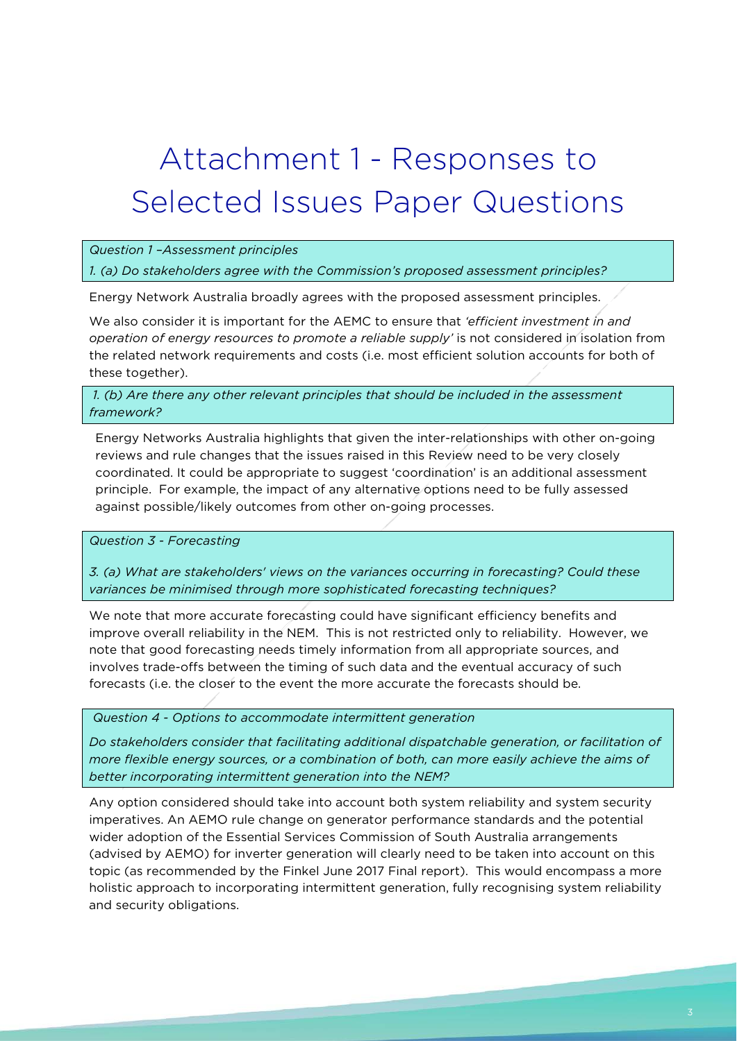# Attachment 1 - Responses to Selected Issues Paper Questions

*Question 1 –Assessment principles*

*1. (a) Do stakeholders agree with the Commission's proposed assessment principles?*

Energy Network Australia broadly agrees with the proposed assessment principles.

We also consider it is important for the AEMC to ensure that *'efficient investment in and operation of energy resources to promote a reliable supply'* is not considered in isolation from the related network requirements and costs (i.e. most efficient solution accounts for both of these together).

*1. (b) Are there any other relevant principles that should be included in the assessment framework?*

Energy Networks Australia highlights that given the inter-relationships with other on-going reviews and rule changes that the issues raised in this Review need to be very closely coordinated. It could be appropriate to suggest 'coordination' is an additional assessment principle. For example, the impact of any alternative options need to be fully assessed against possible/likely outcomes from other on-going processes.

*Question 3 - Forecasting*

*3. (a) What are stakeholders' views on the variances occurring in forecasting? Could these variances be minimised through more sophisticated forecasting techniques?*

We note that more accurate forecasting could have significant efficiency benefits and improve overall reliability in the NEM. This is not restricted only to reliability. However, we note that good forecasting needs timely information from all appropriate sources, and involves trade-offs between the timing of such data and the eventual accuracy of such forecasts (i.e. the closer to the event the more accurate the forecasts should be.

*Question 4 - Options to accommodate intermittent generation*

*Do stakeholders consider that facilitating additional dispatchable generation, or facilitation of more flexible energy sources, or a combination of both, can more easily achieve the aims of better incorporating intermittent generation into the NEM?*

Any option considered should take into account both system reliability and system security imperatives. An AEMO rule change on generator performance standards and the potential wider adoption of the Essential Services Commission of South Australia arrangements (advised by AEMO) for inverter generation will clearly need to be taken into account on this topic (as recommended by the Finkel June 2017 Final report). This would encompass a more holistic approach to incorporating intermittent generation, fully recognising system reliability and security obligations.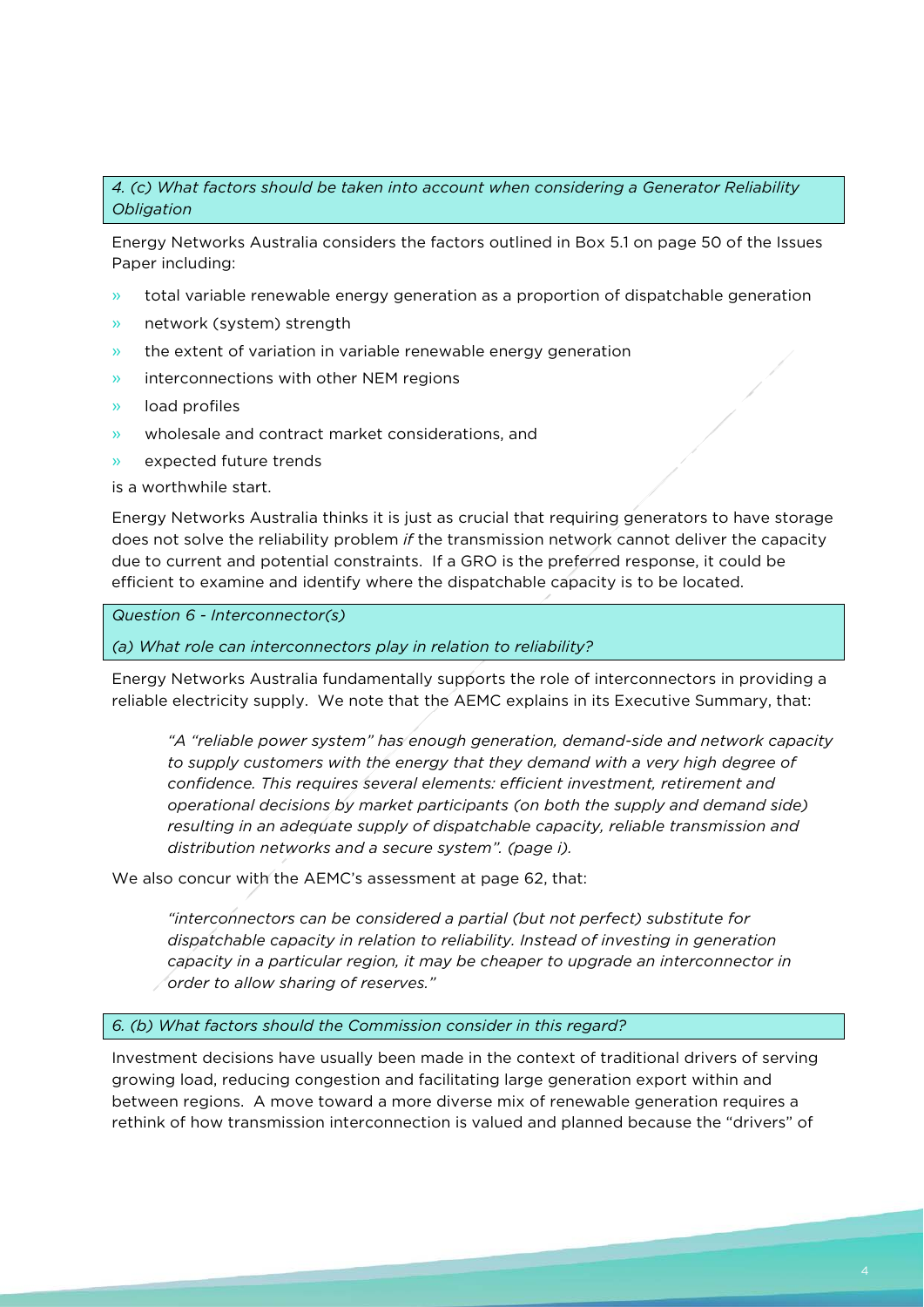*4. (c) What factors should be taken into account when considering a Generator Reliability Obligation*

Energy Networks Australia considers the factors outlined in Box 5.1 on page 50 of the Issues Paper including:

- total variable renewable energy generation as a proportion of dispatchable generation
- network (system) strength
- the extent of variation in variable renewable energy generation
- interconnections with other NEM regions
- load profiles
- wholesale and contract market considerations, and
- expected future trends

is a worthwhile start.

Energy Networks Australia thinks it is just as crucial that requiring generators to have storage does not solve the reliability problem *if* the transmission network cannot deliver the capacity due to current and potential constraints. If a GRO is the preferred response, it could be efficient to examine and identify where the dispatchable capacity is to be located.

*Question 6 - Interconnector(s)*

*(a) What role can interconnectors play in relation to reliability?*

Energy Networks Australia fundamentally supports the role of interconnectors in providing a reliable electricity supply. We note that the AEMC explains in its Executive Summary, that:

> *"A "reliable power system" has enough generation, demand-side and network capacity to supply customers with the energy that they demand with a very high degree of confidence. This requires several elements: efficient investment, retirement and operational decisions by market participants (on both the supply and demand side) resulting in an adequate supply of dispatchable capacity, reliable transmission and distribution networks and a secure system". (page i).*

We also concur with the AEMC's assessment at page 62, that:

> *"interconnectors can be considered a partial (but not perfect) substitute for dispatchable capacity in relation to reliability. Instead of investing in generation capacity in a particular region, it may be cheaper to upgrade an interconnector in order to allow sharing of reserves."*

*6. (b) What factors should the Commission consider in this regard?*

Investment decisions have usually been made in the context of traditional drivers of serving growing load, reducing congestion and facilitating large generation export within and between regions. A move toward a more diverse mix of renewable generation requires a rethink of how transmission interconnection is valued and planned because the "drivers" of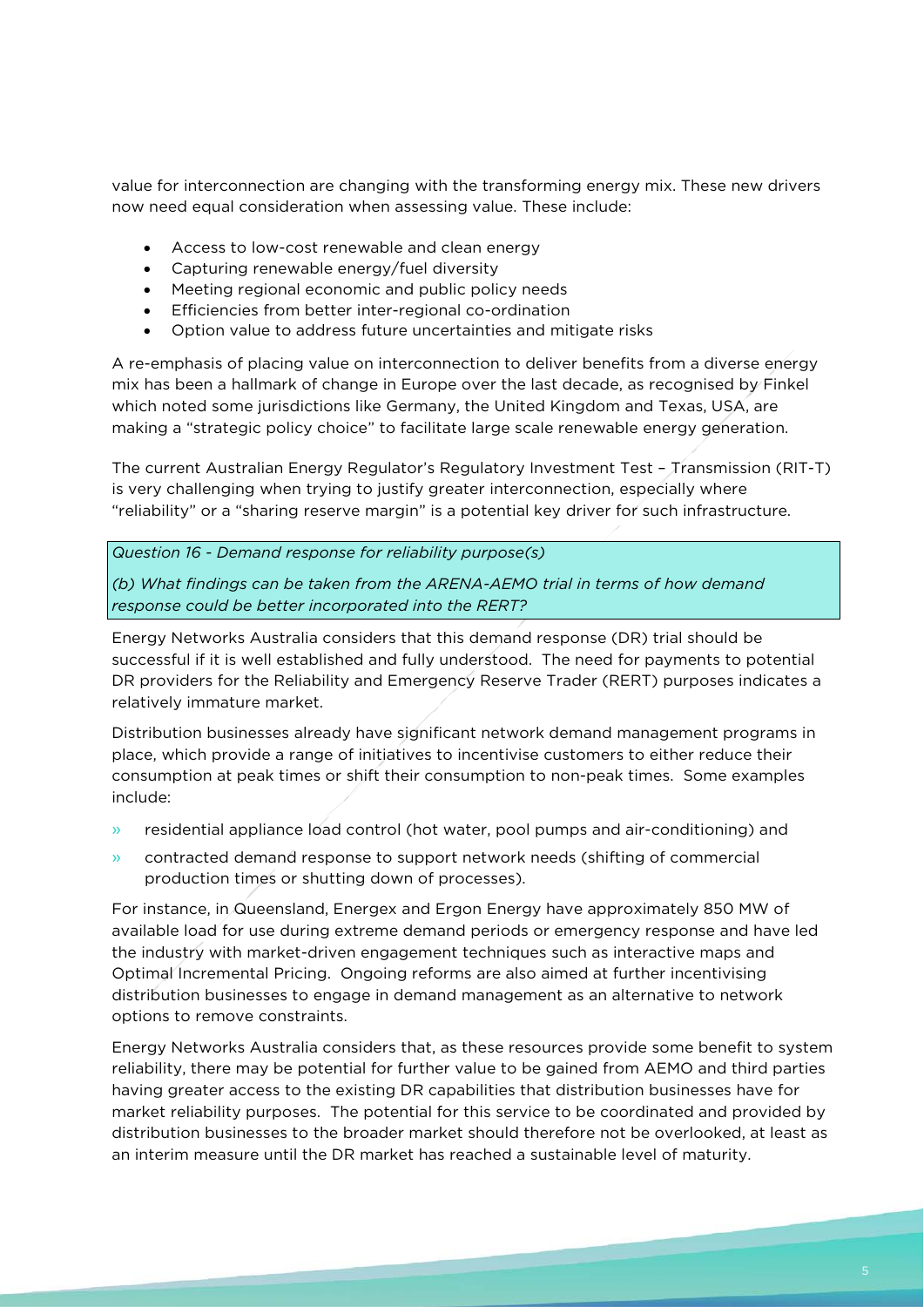value for interconnection are changing with the transforming energy mix. These new drivers now need equal consideration when assessing value. These include:

- Access to low-cost renewable and clean energy
- Capturing renewable energy/fuel diversity
- Meeting regional economic and public policy needs
- Efficiencies from better inter-regional co-ordination
- Option value to address future uncertainties and mitigate risks

A re-emphasis of placing value on interconnection to deliver benefits from a diverse energy mix has been a hallmark of change in Europe over the last decade, as recognised by Finkel which noted some jurisdictions like Germany, the United Kingdom and Texas, USA, are making a "strategic policy choice" to facilitate large scale renewable energy generation.

The current Australian Energy Regulator's Regulatory Investment Test – Transmission (RIT-T) is very challenging when trying to justify greater interconnection, especially where "reliability" or a "sharing reserve margin" is a potential key driver for such infrastructure.

*Question 16 - Demand response for reliability purpose(s)*

*(b) What findings can be taken from the ARENA-AEMO trial in terms of how demand response could be better incorporated into the RERT?*

Energy Networks Australia considers that this demand response (DR) trial should be successful if it is well established and fully understood. The need for payments to potential DR providers for the Reliability and Emergency Reserve Trader (RERT) purposes indicates a relatively immature market.

Distribution businesses already have significant network demand management programs in place, which provide a range of initiatives to incentivise customers to either reduce their consumption at peak times or shift their consumption to non-peak times. Some examples include:

- residential appliance load control (hot water, pool pumps and air-conditioning) and
- contracted demand response to support network needs (shifting of commercial production times or shutting down of processes).

For instance, in Queensland, Energex and Ergon Energy have approximately 850 MW of available load for use during extreme demand periods or emergency response and have led the industry with market-driven engagement techniques such as interactive maps and Optimal Incremental Pricing. Ongoing reforms are also aimed at further incentivising distribution businesses to engage in demand management as an alternative to network options to remove constraints.

Energy Networks Australia considers that, as these resources provide some benefit to system reliability, there may be potential for further value to be gained from AEMO and third parties having greater access to the existing DR capabilities that distribution businesses have for market reliability purposes. The potential for this service to be coordinated and provided by distribution businesses to the broader market should therefore not be overlooked, at least as an interim measure until the DR market has reached a sustainable level of maturity.